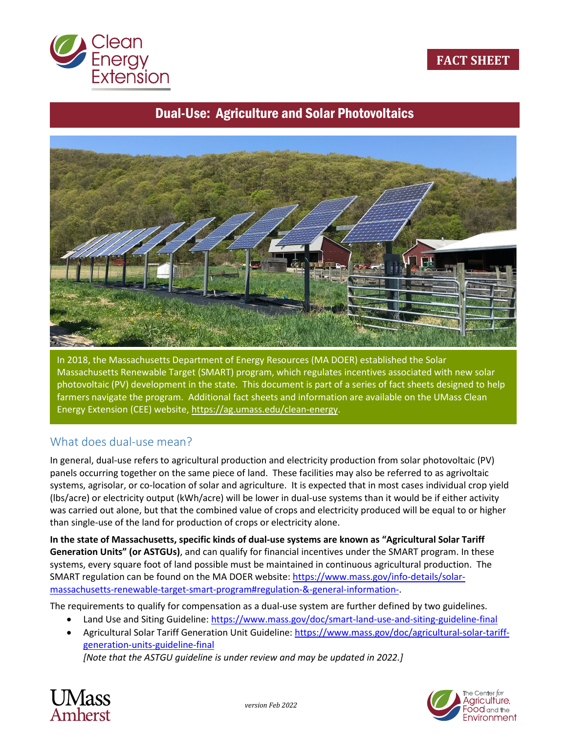FACT SHEET

# Dual-Use: Agriculture and Solar Photovoltaics

In 2018, the Massachusetts Department of Energy Resources (MA DOER) established the Solar Massachusetts Renewable Target (SMART) program, which regulates incentives associated with new solar photovoltaic (PV) development in the state. This document is part of a series of fact sheets designed to help farmers navigate the program. Additional fact sheets and information are available on the UMass Clean Energy Extension (CEE) website, https://ag.umass.edu/clean-energy.

## What does dual-use mean?

In general, dual-use refers to agricultural production and electricity production from solar photovoltaic (PV) panels occurring together on the same piece of land. These facilities may also be referred to as agrivoltaic systems, agrisolar, or co-location of solar and agriculture. It is expected that in most cases individual crop yield (lbs/acre) or electricity output (kWh/acre) will be lower in dual-use systems than it would be if either activity was carried out alone, but that the combined value of crops and electricity produced will be equal to or higher than single-use of the land for production of crops or electricity alone.

**In the state of Massachusetts, specific kinds of dual-use systems are known as "Agricultural Solar Tariff Generation Units" (or ASTGUs)**, and can qualify for financial incentives under the SMART program. In these systems, every square foot of land possible must be maintained in continuous agricultural production. The SMART regulation can be found on the MA DOER website: https://www.mass.gov/info-details/solar-massachusetts-renewable-target-smart-program#regulation-&-general-information-.

The requirements to qualify for compensation as a dual-use system are further defined by two guidelines.

- Land Use and Siting Guideline: https://www.mass.gov/doc/smart-land-use-and-siting-guideline-final
- Agricultural Solar Tariff Generation Unit Guideline: https://www.mass.gov/doc/agricultural-solar-tariff-generation-units-guideline-final

  *[Note that the ASTGU guideline is under review and may be updated in 2022.]*

*version Feb 2022*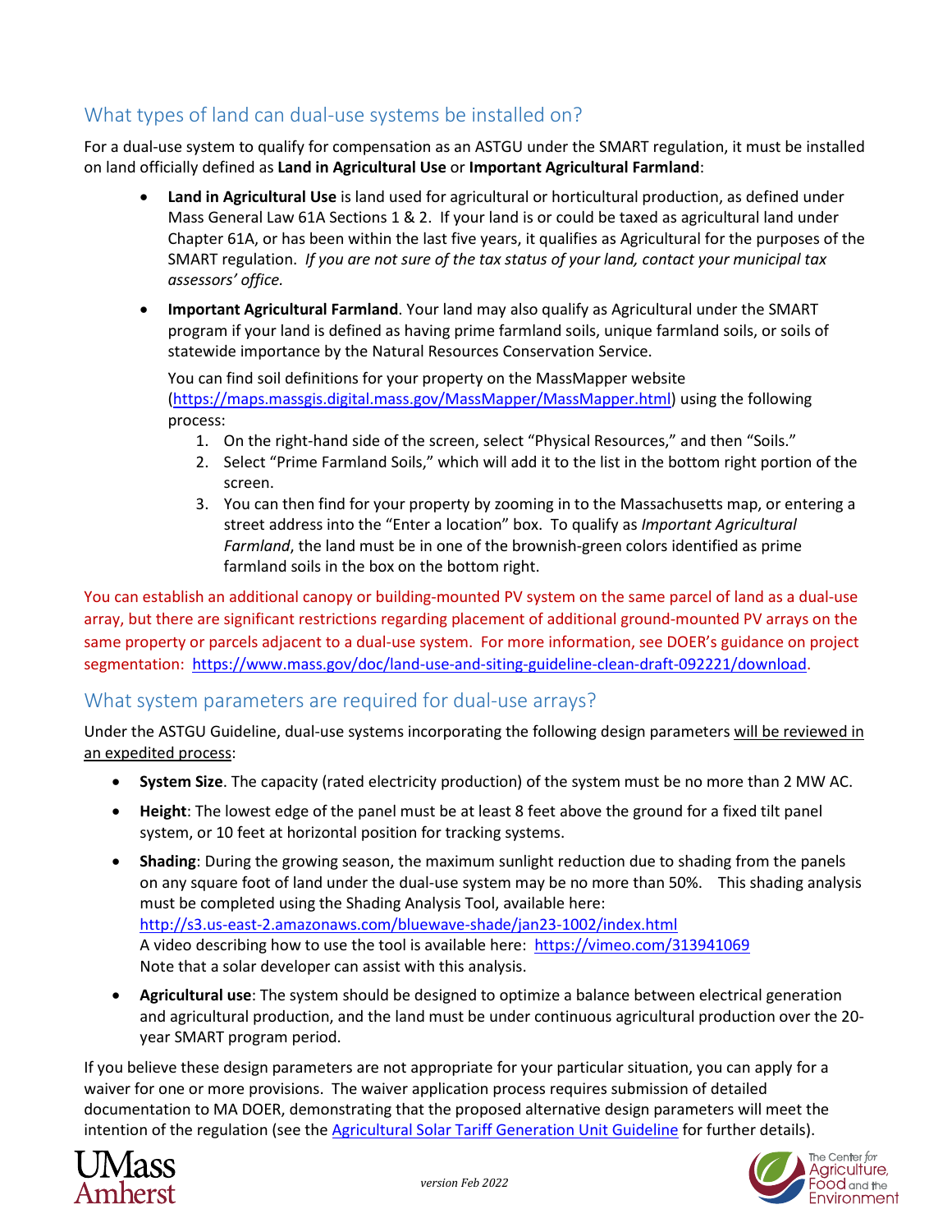## What types of land can dual-use systems be installed on?

For a dual-use system to qualify for compensation as an ASTGU under the SMART regulation, it must be installed on land officially defined as **Land in Agricultural Use** or **Important Agricultural Farmland**:

- **Land in Agricultural Use** is land used for agricultural or horticultural production, as defined under Mass General Law 61A Sections 1 & 2. If your land is or could be taxed as agricultural land under Chapter 61A, or has been within the last five years, it qualifies as Agricultural for the purposes of the SMART regulation. *If you are not sure of the tax status of your land, contact your municipal tax assessors' office.*

- **Important Agricultural Farmland**. Your land may also qualify as Agricultural under the SMART program if your land is defined as having prime farmland soils, unique farmland soils, or soils of statewide importance by the Natural Resources Conservation Service.

  You can find soil definitions for your property on the MassMapper website (https://maps.massgis.digital.mass.gov/MassMapper/MassMapper.html) using the following process:

  1. On the right-hand side of the screen, select "Physical Resources," and then "Soils."
  2. Select "Prime Farmland Soils," which will add it to the list in the bottom right portion of the screen.
  3. You can then find for your property by zooming in to the Massachusetts map, or entering a street address into the "Enter a location" box. To qualify as *Important Agricultural Farmland*, the land must be in one of the brownish-green colors identified as prime farmland soils in the box on the bottom right.

You can establish an additional canopy or building-mounted PV system on the same parcel of land as a dual-use array, but there are significant restrictions regarding placement of additional ground-mounted PV arrays on the same property or parcels adjacent to a dual-use system. For more information, see DOER's guidance on project segmentation: https://www.mass.gov/doc/land-use-and-siting-guideline-clean-draft-092221/download.

## What system parameters are required for dual-use arrays?

Under the ASTGU Guideline, dual-use systems incorporating the following design parameters will be reviewed in an expedited process:

- **System Size**. The capacity (rated electricity production) of the system must be no more than 2 MW AC.
- **Height**: The lowest edge of the panel must be at least 8 feet above the ground for a fixed tilt panel system, or 10 feet at horizontal position for tracking systems.
- **Shading**: During the growing season, the maximum sunlight reduction due to shading from the panels on any square foot of land under the dual-use system may be no more than 50%. This shading analysis must be completed using the Shading Analysis Tool, available here: http://s3.us-east-2.amazonaws.com/bluewave-shade/jan23-1002/index.html
  A video describing how to use the tool is available here: https://vimeo.com/313941069
  Note that a solar developer can assist with this analysis.
- **Agricultural use**: The system should be designed to optimize a balance between electrical generation and agricultural production, and the land must be under continuous agricultural production over the 20-year SMART program period.

If you believe these design parameters are not appropriate for your particular situation, you can apply for a waiver for one or more provisions. The waiver application process requires submission of detailed documentation to MA DOER, demonstrating that the proposed alternative design parameters will meet the intention of the regulation (see the Agricultural Solar Tariff Generation Unit Guideline for further details).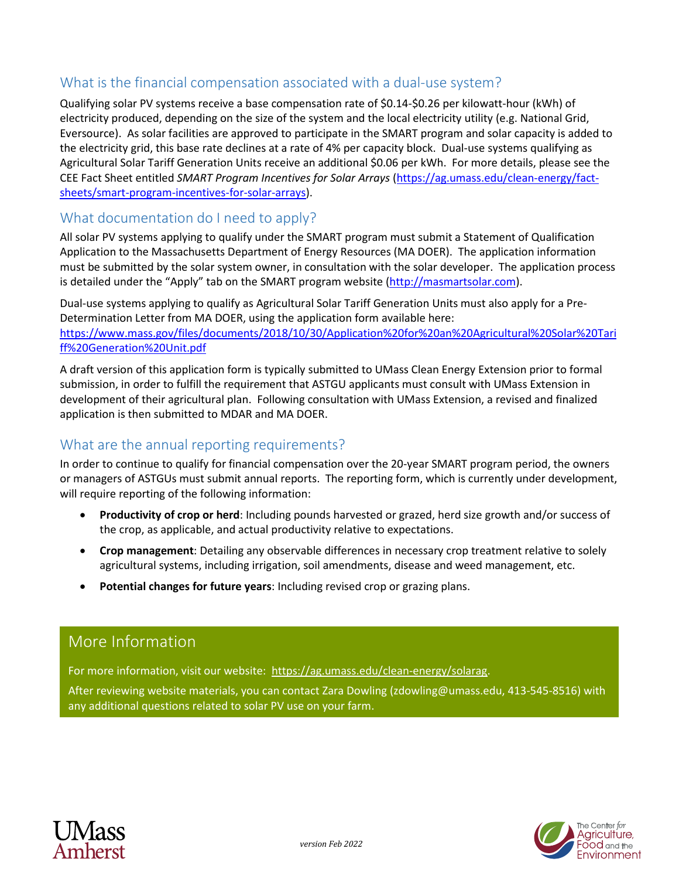## What is the financial compensation associated with a dual-use system?

Qualifying solar PV systems receive a base compensation rate of $0.14-$0.26 per kilowatt-hour (kWh) of electricity produced, depending on the size of the system and the local electricity utility (e.g. National Grid, Eversource). As solar facilities are approved to participate in the SMART program and solar capacity is added to the electricity grid, this base rate declines at a rate of 4% per capacity block. Dual-use systems qualifying as Agricultural Solar Tariff Generation Units receive an additional $0.06 per kWh. For more details, please see the CEE Fact Sheet entitled *SMART Program Incentives for Solar Arrays* (https://ag.umass.edu/clean-energy/fact-sheets/smart-program-incentives-for-solar-arrays).

## What documentation do I need to apply?

All solar PV systems applying to qualify under the SMART program must submit a Statement of Qualification Application to the Massachusetts Department of Energy Resources (MA DOER). The application information must be submitted by the solar system owner, in consultation with the solar developer. The application process is detailed under the "Apply" tab on the SMART program website (http://masmartsolar.com).

Dual-use systems applying to qualify as Agricultural Solar Tariff Generation Units must also apply for a Pre-Determination Letter from MA DOER, using the application form available here: https://www.mass.gov/files/documents/2018/10/30/Application%20for%20an%20Agricultural%20Solar%20Tariff%20Generation%20Unit.pdf

A draft version of this application form is typically submitted to UMass Clean Energy Extension prior to formal submission, in order to fulfill the requirement that ASTGU applicants must consult with UMass Extension in development of their agricultural plan. Following consultation with UMass Extension, a revised and finalized application is then submitted to MDAR and MA DOER.

## What are the annual reporting requirements?

In order to continue to qualify for financial compensation over the 20-year SMART program period, the owners or managers of ASTGUs must submit annual reports. The reporting form, which is currently under development, will require reporting of the following information:

- **Productivity of crop or herd**: Including pounds harvested or grazed, herd size growth and/or success of the crop, as applicable, and actual productivity relative to expectations.
- **Crop management**: Detailing any observable differences in necessary crop treatment relative to solely agricultural systems, including irrigation, soil amendments, disease and weed management, etc.
- **Potential changes for future years**: Including revised crop or grazing plans.

## More Information

For more information, visit our website: https://ag.umass.edu/clean-energy/solarag.

After reviewing website materials, you can contact Zara Dowling (zdowling@umass.edu, 413-545-8516) with any additional questions related to solar PV use on your farm.

UMass Amherst

*version Feb 2022*

The Center for Agriculture, Food and the Environment